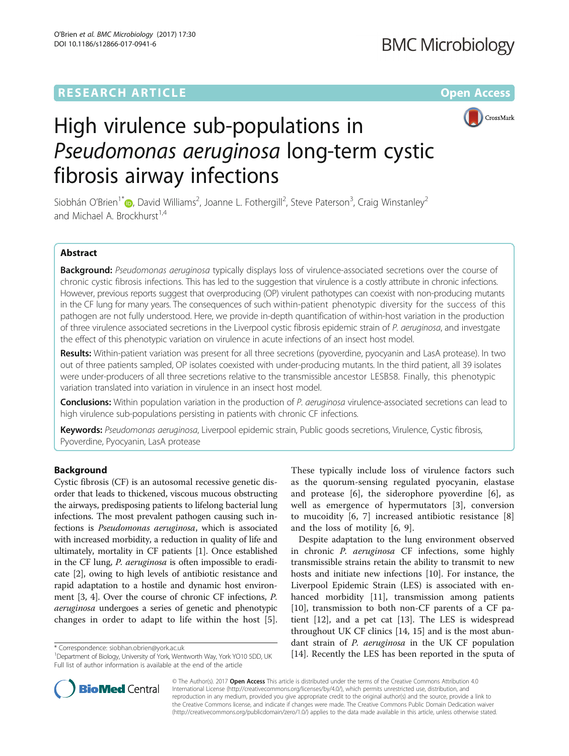RESEARCH ARTICLE Open Access

# High virulence sub-populations in *Pseudomonas aeruginosa* long-term cystic fibrosis airway infections

Siobhán O'Brien[1*], David Williams[2], Joanne L. Fothergill[2], Steve Paterson[3], Craig Winstanley[2] and Michael A. Brockhurst[1,4]

## Abstract

**Background:** *Pseudomonas aeruginosa* typically displays loss of virulence-associated secretions over the course of chronic cystic fibrosis infections. This has led to the suggestion that virulence is a costly attribute in chronic infections. However, previous reports suggest that overproducing (OP) virulent pathotypes can coexist with non-producing mutants in the CF lung for many years. The consequences of such within-patient phenotypic diversity for the success of this pathogen are not fully understood. Here, we provide in-depth quantification of within-host variation in the production of three virulence associated secretions in the Liverpool cystic fibrosis epidemic strain of *P. aeruginosa*, and investgate the effect of this phenotypic variation on virulence in acute infections of an insect host model.

**Results:** Within-patient variation was present for all three secretions (pyoverdine, pyocyanin and LasA protease). In two out of three patients sampled, OP isolates coexisted with under-producing mutants. In the third patient, all 39 isolates were under-producers of all three secretions relative to the transmissible ancestor LESB58. Finally, this phenotypic variation translated into variation in virulence in an insect host model.

**Conclusions:** Within population variation in the production of *P. aeruginosa* virulence-associated secretions can lead to high virulence sub-populations persisting in patients with chronic CF infections.

**Keywords:** *Pseudomonas aeruginosa*, Liverpool epidemic strain, Public goods secretions, Virulence, Cystic fibrosis, Pyoverdine, Pyocyanin, LasA protease

## Background

Cystic fibrosis (CF) is an autosomal recessive genetic disorder that leads to thickened, viscous mucous obstructing the airways, predisposing patients to lifelong bacterial lung infections. The most prevalent pathogen causing such infections is *Pseudomonas aeruginosa*, which is associated with increased morbidity, a reduction in quality of life and ultimately, mortality in CF patients [1]. Once established in the CF lung, *P. aeruginosa* is often impossible to eradicate [2], owing to high levels of antibiotic resistance and rapid adaptation to a hostile and dynamic host environment [3, 4]. Over the course of chronic CF infections, *P. aeruginosa* undergoes a series of genetic and phenotypic changes in order to adapt to life within the host [5]. These typically include loss of virulence factors such as the quorum-sensing regulated pyocyanin, elastase and protease [6], the siderophore pyoverdine [6], as well as emergence of hypermutators [3], conversion to mucoidity [6, 7] increased antibiotic resistance [8] and the loss of motility [6, 9].

Despite adaptation to the lung environment observed in chronic *P. aeruginosa* CF infections, some highly transmissible strains retain the ability to transmit to new hosts and initiate new infections [10]. For instance, the Liverpool Epidemic Strain (LES) is associated with enhanced morbidity [11], transmission among patients [10], transmission to both non-CF parents of a CF patient [12], and a pet cat [13]. The LES is widespread throughout UK CF clinics [14, 15] and is the most abundant strain of *P. aeruginosa* in the UK CF population [14]. Recently the LES has been reported in the sputa of

\* Correspondence: siobhan.obrien@york.ac.uk
[1]Department of Biology, University of York, Wentworth Way, York YO10 5DD, UK
Full list of author information is available at the end of the article

© The Author(s). 2017 **Open Access** This article is distributed under the terms of the Creative Commons Attribution 4.0 International License (http://creativecommons.org/licenses/by/4.0/), which permits unrestricted use, distribution, and reproduction in any medium, provided you give appropriate credit to the original author(s) and the source, provide a link to the Creative Commons license, and indicate if changes were made. The Creative Commons Public Domain Dedication waiver (http://creativecommons.org/publicdomain/zero/1.0/) applies to the data made available in this article, unless otherwise stated.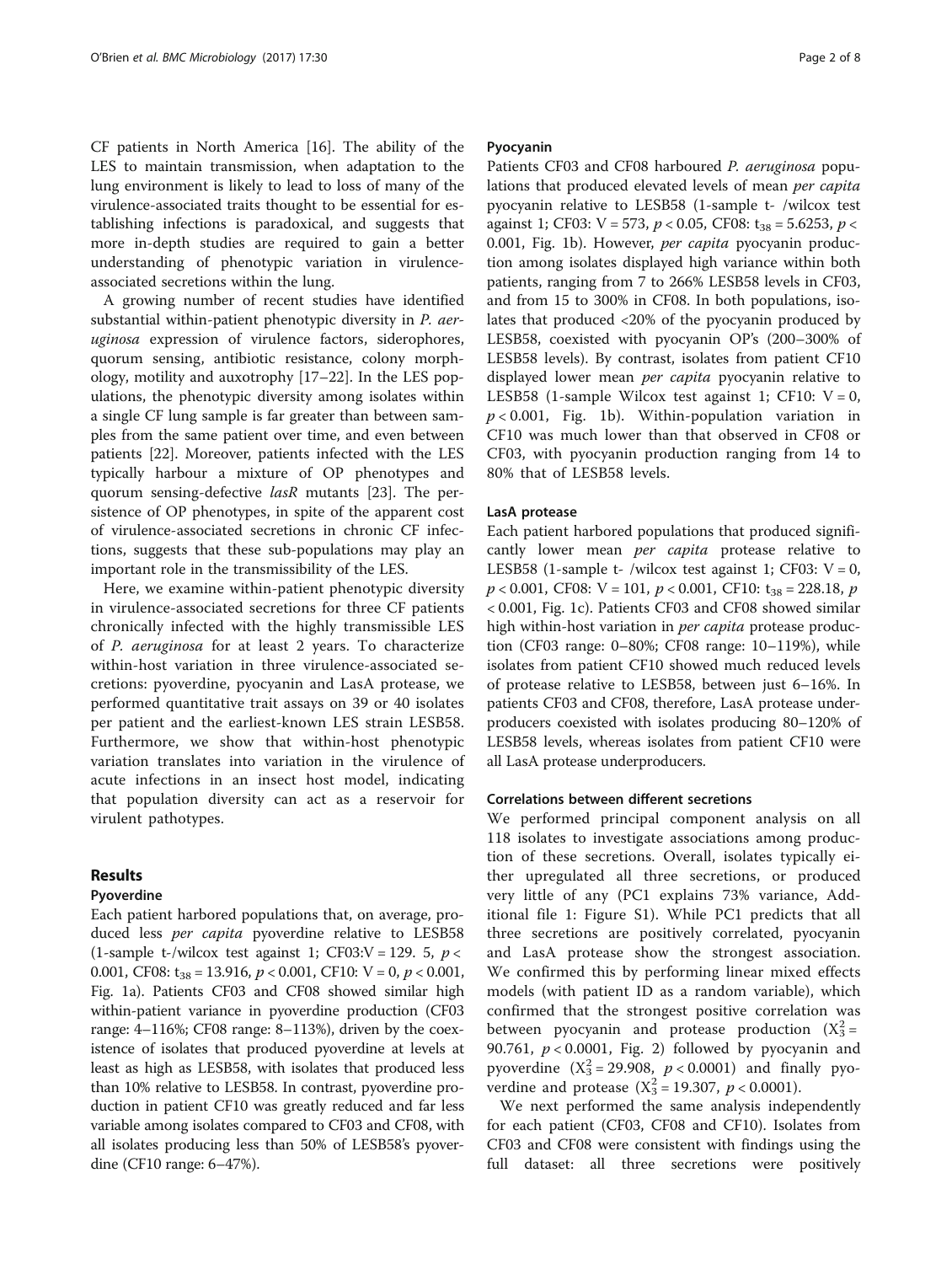CF patients in North America [16]. The ability of the LES to maintain transmission, when adaptation to the lung environment is likely to lead to loss of many of the virulence-associated traits thought to be essential for establishing infections is paradoxical, and suggests that more in-depth studies are required to gain a better understanding of phenotypic variation in virulence-associated secretions within the lung.

A growing number of recent studies have identified substantial within-patient phenotypic diversity in *P. aeruginosa* expression of virulence factors, siderophores, quorum sensing, antibiotic resistance, colony morphology, motility and auxotrophy [17–22]. In the LES populations, the phenotypic diversity among isolates within a single CF lung sample is far greater than between samples from the same patient over time, and even between patients [22]. Moreover, patients infected with the LES typically harbour a mixture of OP phenotypes and quorum sensing-defective *lasR* mutants [23]. The persistence of OP phenotypes, in spite of the apparent cost of virulence-associated secretions in chronic CF infections, suggests that these sub-populations may play an important role in the transmissibility of the LES.

Here, we examine within-patient phenotypic diversity in virulence-associated secretions for three CF patients chronically infected with the highly transmissible LES of *P. aeruginosa* for at least 2 years. To characterize within-host variation in three virulence-associated secretions: pyoverdine, pyocyanin and LasA protease, we performed quantitative trait assays on 39 or 40 isolates per patient and the earliest-known LES strain LESB58. Furthermore, we show that within-host phenotypic variation translates into variation in the virulence of acute infections in an insect host model, indicating that population diversity can act as a reservoir for virulent pathotypes.

## Results

### Pyoverdine

Each patient harbored populations that, on average, produced less *per capita* pyoverdine relative to LESB58 (1-sample t-/wilcox test against 1; CF03:V = 129. 5, $p < 0.001$, CF08: $t_{38} = 13.916$, $p < 0.001$, CF10: V = 0, $p < 0.001$, Fig. 1a). Patients CF03 and CF08 showed similar high within-patient variance in pyoverdine production (CF03 range: 4–116%; CF08 range: 8–113%), driven by the coexistence of isolates that produced pyoverdine at levels at least as high as LESB58, with isolates that produced less than 10% relative to LESB58. In contrast, pyoverdine production in patient CF10 was greatly reduced and far less variable among isolates compared to CF03 and CF08, with all isolates producing less than 50% of LESB58's pyoverdine (CF10 range: 6–47%).

### Pyocyanin

Patients CF03 and CF08 harboured *P. aeruginosa* populations that produced elevated levels of mean *per capita* pyocyanin relative to LESB58 (1-sample t- /wilcox test against 1; CF03: V = 573, $p < 0.05$, CF08: $t_{38} = 5.6253$, $p < 0.001$, Fig. 1b). However, *per capita* pyocyanin production among isolates displayed high variance within both patients, ranging from 7 to 266% LESB58 levels in CF03, and from 15 to 300% in CF08. In both populations, isolates that produced <20% of the pyocyanin produced by LESB58, coexisted with pyocyanin OP's (200–300% of LESB58 levels). By contrast, isolates from patient CF10 displayed lower mean *per capita* pyocyanin relative to LESB58 (1-sample Wilcox test against 1; CF10: V = 0, $p < 0.001$, Fig. 1b). Within-population variation in CF10 was much lower than that observed in CF08 or CF03, with pyocyanin production ranging from 14 to 80% that of LESB58 levels.

### LasA protease

Each patient harbored populations that produced significantly lower mean *per capita* protease relative to LESB58 (1-sample t- /wilcox test against 1; CF03: V = 0, $p < 0.001$, CF08: V = 101, $p < 0.001$, CF10: $t_{38} = 228.18$, $p < 0.001$, Fig. 1c). Patients CF03 and CF08 showed similar high within-host variation in *per capita* protease production (CF03 range: 0–80%; CF08 range: 10–119%), while isolates from patient CF10 showed much reduced levels of protease relative to LESB58, between just 6–16%. In patients CF03 and CF08, therefore, LasA protease underproducers coexisted with isolates producing 80–120% of LESB58 levels, whereas isolates from patient CF10 were all LasA protease underproducers.

### Correlations between different secretions

We performed principal component analysis on all 118 isolates to investigate associations among production of these secretions. Overall, isolates typically either upregulated all three secretions, or produced very little of any (PC1 explains 73% variance, Additional file 1: Figure S1). While PC1 predicts that all three secretions are positively correlated, pyocyanin and LasA protease show the strongest association. We confirmed this by performing linear mixed effects models (with patient ID as a random variable), which confirmed that the strongest positive correlation was between pyocyanin and protease production ($X^2_3 = 90.761$, $p < 0.0001$, Fig. 2) followed by pyocyanin and pyoverdine ($X^2_3 = 29.908$, $p < 0.0001$) and finally pyoverdine and protease ($X^2_3 = 19.307$, $p < 0.0001$).

We next performed the same analysis independently for each patient (CF03, CF08 and CF10). Isolates from CF03 and CF08 were consistent with findings using the full dataset: all three secretions were positively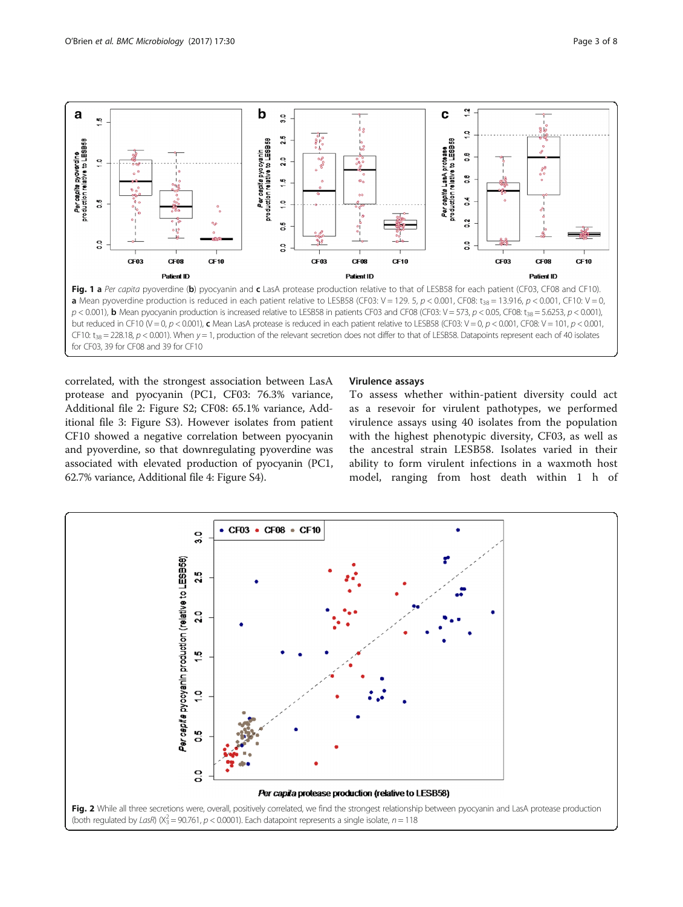**Fig. 1 a** *Per capita* pyoverdine (**b**) pyocyanin and **c** LasA protease production relative to that of LESB58 for each patient (CF03, CF08 and CF10). **a** Mean pyoverdine production is reduced in each patient relative to LESB58 (CF03: V = 129. 5, $p < 0.001$, CF08: $t_{38} = 13.916$, $p < 0.001$, CF10: V = 0, $p < 0.001$), **b** Mean pyocyanin production is increased relative to LESB58 in patients CF03 and CF08 (CF03: V = 573, $p < 0.05$, CF08: $t_{38} = 5.6253$, $p < 0.001$), but reduced in CF10 (V = 0, $p < 0.001$), **c** Mean LasA protease is reduced in each patient relative to LESB58 (CF03: V = 0, $p < 0.001$, CF08: V = 101, $p < 0.001$, CF10: $t_{38} = 228.18$, $p < 0.001$). When $y = 1$, production of the relevant secretion does not differ to that of LESB58. Datapoints represent each of 40 isolates for CF03, 39 for CF08 and 39 for CF10

correlated, with the strongest association between LasA protease and pyocyanin (PC1, CF03: 76.3% variance, Additional file 2: Figure S2; CF08: 65.1% variance, Additional file 3: Figure S3). However isolates from patient CF10 showed a negative correlation between pyocyanin and pyoverdine, so that downregulating pyoverdine was associated with elevated production of pyocyanin (PC1, 62.7% variance, Additional file 4: Figure S4).

### Virulence assays

To assess whether within-patient diversity could act as a resevoir for virulent pathotypes, we performed virulence assays using 40 isolates from the population with the highest phenotypic diversity, CF03, as well as the ancestral strain LESB58. Isolates varied in their ability to form virulent infections in a waxmoth host model, ranging from host death within 1 h of

**Fig. 2** While all three secretions were, overall, positively correlated, we find the strongest relationship between pyocyanin and LasA protease production (both regulated by *LasR*) ($X^2_3 = 90.761$, $p < 0.0001$). Each datapoint represents a single isolate, $n = 118$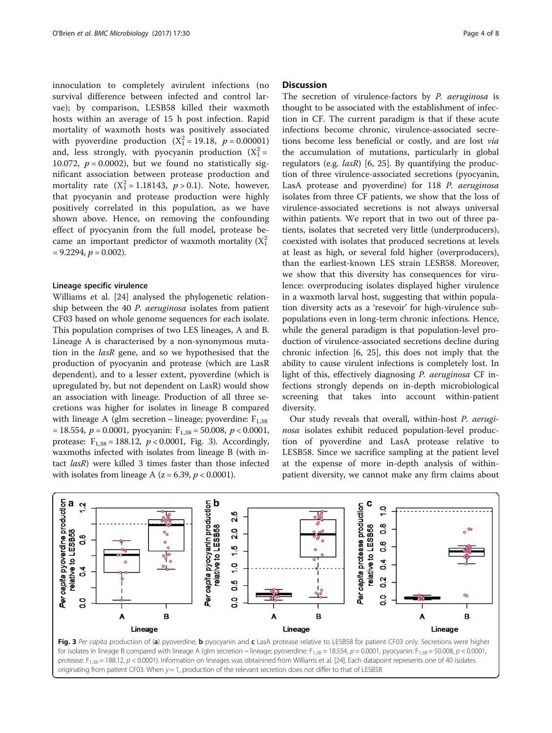innoculation to completely avirulent infections (no survival difference between infected and control larvae); by comparison, LESB58 killed their waxmoth hosts within an average of 15 h post infection. Rapid mortality of waxmoth hosts was positively associated with pyoverdine production ($X_1^2 = 19.18$, $p = 0.00001$) and, less strongly, with pyocyanin production ($X_1^2 = 10.072$, $p = 0.0002$), but we found no statistically significant association between protease production and mortality rate ($X_1^2 = 1.18143$, $p > 0.1$). Note, however, that pyocyanin and protease production were highly positively correlated in this population, as we have shown above. Hence, on removing the confounding effect of pyocyanin from the full model, protease became an important predictor of waxmoth mortality ($X_1^2 = 9.2294$, $p = 0.002$).

#### Lineage specific virulence

Williams et al. [24] analysed the phylogenetic relationship between the 40 *P. aeruginosa* isolates from patient CF03 based on whole genome sequences for each isolate. This population comprises of two LES lineages, A and B. Lineage A is characterised by a non-synonymous mutation in the *lasR* gene, and so we hypothesised that the production of pyocyanin and protease (which are LasR dependent), and to a lesser extent, pyoverdine (which is upregulated by, but not dependent on LasR) would show an association with lineage. Production of all three secretions was higher for isolates in lineage B compared with lineage A (glm secretion ~ lineage; pyoverdine: $F_{1,38} = 18.554$, $p = 0.0001$, pyocyanin: $F_{1,38} = 50.008$, $p < 0.0001$, protease: $F_{1,38} = 188.12$, $p < 0.0001$, Fig. 3). Accordingly, waxmoths infected with isolates from lineage B (with intact *lasR*) were killed 3 times faster than those infected with isolates from lineage A ($z = 6.39$, $p < 0.0001$).

## Discussion

The secretion of virulence-factors by *P. aeruginosa* is thought to be associated with the establishment of infection in CF. The current paradigm is that if these acute infections become chronic, virulence-associated secretions become less beneficial or costly, and are lost *via* the accumulation of mutations, particularly in global regulators (e.g. *lasR*) [6, 25]. By quantifying the production of three virulence-associated secretions (pyocyanin, LasA protease and pyoverdine) for 118 *P. aeruginosa* isolates from three CF patients, we show that the loss of virulence-associated secretions is not always universal within patients. We report that in two out of three patients, isolates that secreted very little (underproducers), coexisted with isolates that produced secretions at levels at least as high, or several fold higher (overproducers), than the earliest-known LES strain LESB58. Moreover, we show that this diversity has consequences for virulence: overproducing isolates displayed higher virulence in a waxmoth larval host, suggesting that within population diversity acts as a 'resevoir' for high-virulence subpopulations even in long-term chronic infections. Hence, while the general paradigm is that population-level production of virulence-associated secretions decline during chronic infection [6, 25], this does not imply that the ability to cause virulent infections is completely lost. In light of this, effectively diagnosing *P. aeruginosa* CF infections strongly depends on in-depth microbiological screening that takes into account within-patient diversity.

Our study reveals that overall, within-host *P. aeruginosa* isolates exhibit reduced population-level production of pyoverdine and LasA protease relative to LESB58. Since we sacrifice sampling at the patient level at the expense of more in-depth analysis of within-patient diversity, we cannot make any firm claims about

**Fig. 3** *Per capita* production of (**a**) pyoverdine, **b** pyocyanin and **c** LasA protease relative to LESB58 for patient CF03 only. Secretions were higher for isolates in lineage B compared with lineage A (glm secretion ~ lineage; pyoverdine: $F_{1,38} = 18.554$, $p = 0.0001$, pyocyanin: $F_{1,38} = 50.008$, $p < 0.0001$, protease: $F_{1,38} = 188.12$, $p < 0.0001$). Information on lineages was obtainined from Williams et al. [24]. Each datapoint represents one of 40 isolates originating from patient CF03. When $y = 1$, production of the relevant secretion does not differ to that of LESB58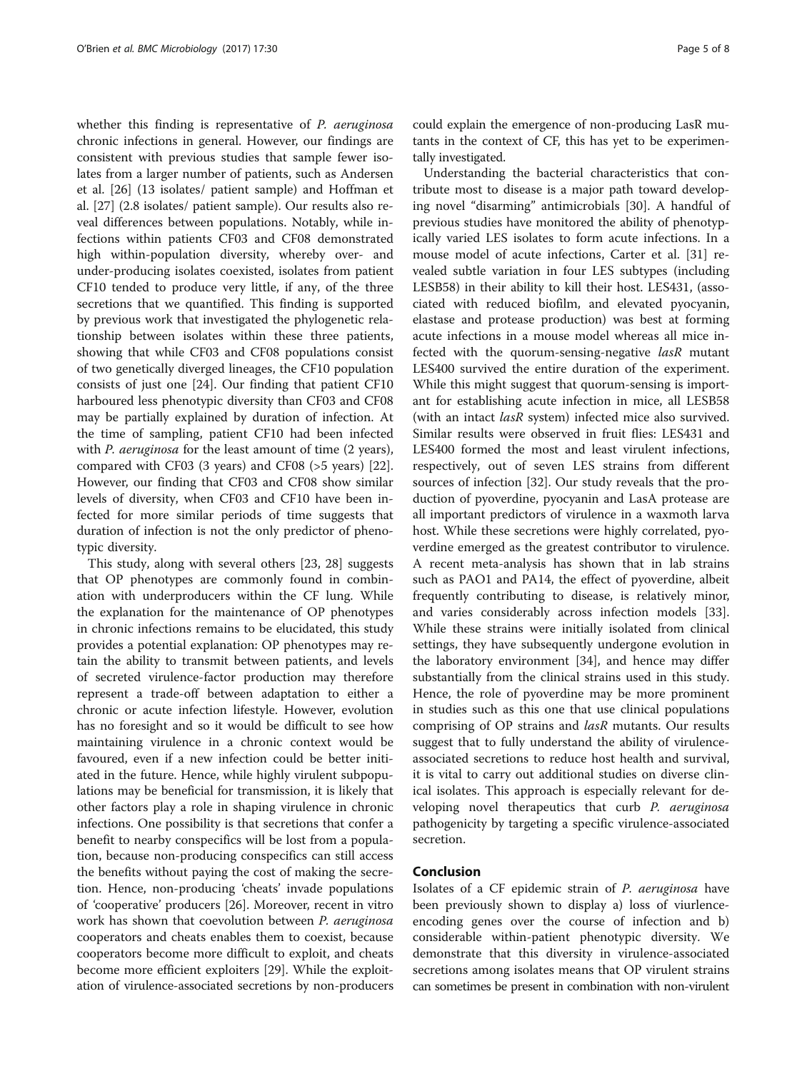whether this finding is representative of *P. aeruginosa* chronic infections in general. However, our findings are consistent with previous studies that sample fewer isolates from a larger number of patients, such as Andersen et al. [26] (13 isolates/ patient sample) and Hoffman et al. [27] (2.8 isolates/ patient sample). Our results also reveal differences between populations. Notably, while infections within patients CF03 and CF08 demonstrated high within-population diversity, whereby over- and under-producing isolates coexisted, isolates from patient CF10 tended to produce very little, if any, of the three secretions that we quantified. This finding is supported by previous work that investigated the phylogenetic relationship between isolates within these three patients, showing that while CF03 and CF08 populations consist of two genetically diverged lineages, the CF10 population consists of just one [24]. Our finding that patient CF10 harboured less phenotypic diversity than CF03 and CF08 may be partially explained by duration of infection. At the time of sampling, patient CF10 had been infected with *P. aeruginosa* for the least amount of time (2 years), compared with CF03 (3 years) and CF08 (>5 years) [22]. However, our finding that CF03 and CF08 show similar levels of diversity, when CF03 and CF10 have been infected for more similar periods of time suggests that duration of infection is not the only predictor of phenotypic diversity.

This study, along with several others [23, 28] suggests that OP phenotypes are commonly found in combination with underproducers within the CF lung. While the explanation for the maintenance of OP phenotypes in chronic infections remains to be elucidated, this study provides a potential explanation: OP phenotypes may retain the ability to transmit between patients, and levels of secreted virulence-factor production may therefore represent a trade-off between adaptation to either a chronic or acute infection lifestyle. However, evolution has no foresight and so it would be difficult to see how maintaining virulence in a chronic context would be favoured, even if a new infection could be better initiated in the future. Hence, while highly virulent subpopulations may be beneficial for transmission, it is likely that other factors play a role in shaping virulence in chronic infections. One possibility is that secretions that confer a benefit to nearby conspecifics will be lost from a population, because non-producing conspecifics can still access the benefits without paying the cost of making the secretion. Hence, non-producing 'cheats' invade populations of 'cooperative' producers [26]. Moreover, recent in vitro work has shown that coevolution between *P. aeruginosa* cooperators and cheats enables them to coexist, because cooperators become more difficult to exploit, and cheats become more efficient exploiters [29]. While the exploitation of virulence-associated secretions by non-producers could explain the emergence of non-producing LasR mutants in the context of CF, this has yet to be experimentally investigated.

Understanding the bacterial characteristics that contribute most to disease is a major path toward developing novel "disarming" antimicrobials [30]. A handful of previous studies have monitored the ability of phenotypically varied LES isolates to form acute infections. In a mouse model of acute infections, Carter et al. [31] revealed subtle variation in four LES subtypes (including LESB58) in their ability to kill their host. LES431, (associated with reduced biofilm, and elevated pyocyanin, elastase and protease production) was best at forming acute infections in a mouse model whereas all mice infected with the quorum-sensing-negative *lasR* mutant LES400 survived the entire duration of the experiment. While this might suggest that quorum-sensing is important for establishing acute infection in mice, all LESB58 (with an intact *lasR* system) infected mice also survived. Similar results were observed in fruit flies: LES431 and LES400 formed the most and least virulent infections, respectively, out of seven LES strains from different sources of infection [32]. Our study reveals that the production of pyoverdine, pyocyanin and LasA protease are all important predictors of virulence in a waxmoth larva host. While these secretions were highly correlated, pyoverdine emerged as the greatest contributor to virulence. A recent meta-analysis has shown that in lab strains such as PAO1 and PA14, the effect of pyoverdine, albeit frequently contributing to disease, is relatively minor, and varies considerably across infection models [33]. While these strains were initially isolated from clinical settings, they have subsequently undergone evolution in the laboratory environment [34], and hence may differ substantially from the clinical strains used in this study. Hence, the role of pyoverdine may be more prominent in studies such as this one that use clinical populations comprising of OP strains and *lasR* mutants. Our results suggest that to fully understand the ability of virulence-associated secretions to reduce host health and survival, it is vital to carry out additional studies on diverse clinical isolates. This approach is especially relevant for developing novel therapeutics that curb *P. aeruginosa* pathogenicity by targeting a specific virulence-associated secretion.

## Conclusion

Isolates of a CF epidemic strain of *P. aeruginosa* have been previously shown to display a) loss of viurlence-encoding genes over the course of infection and b) considerable within-patient phenotypic diversity. We demonstrate that this diversity in virulence-associated secretions among isolates means that OP virulent strains can sometimes be present in combination with non-virulent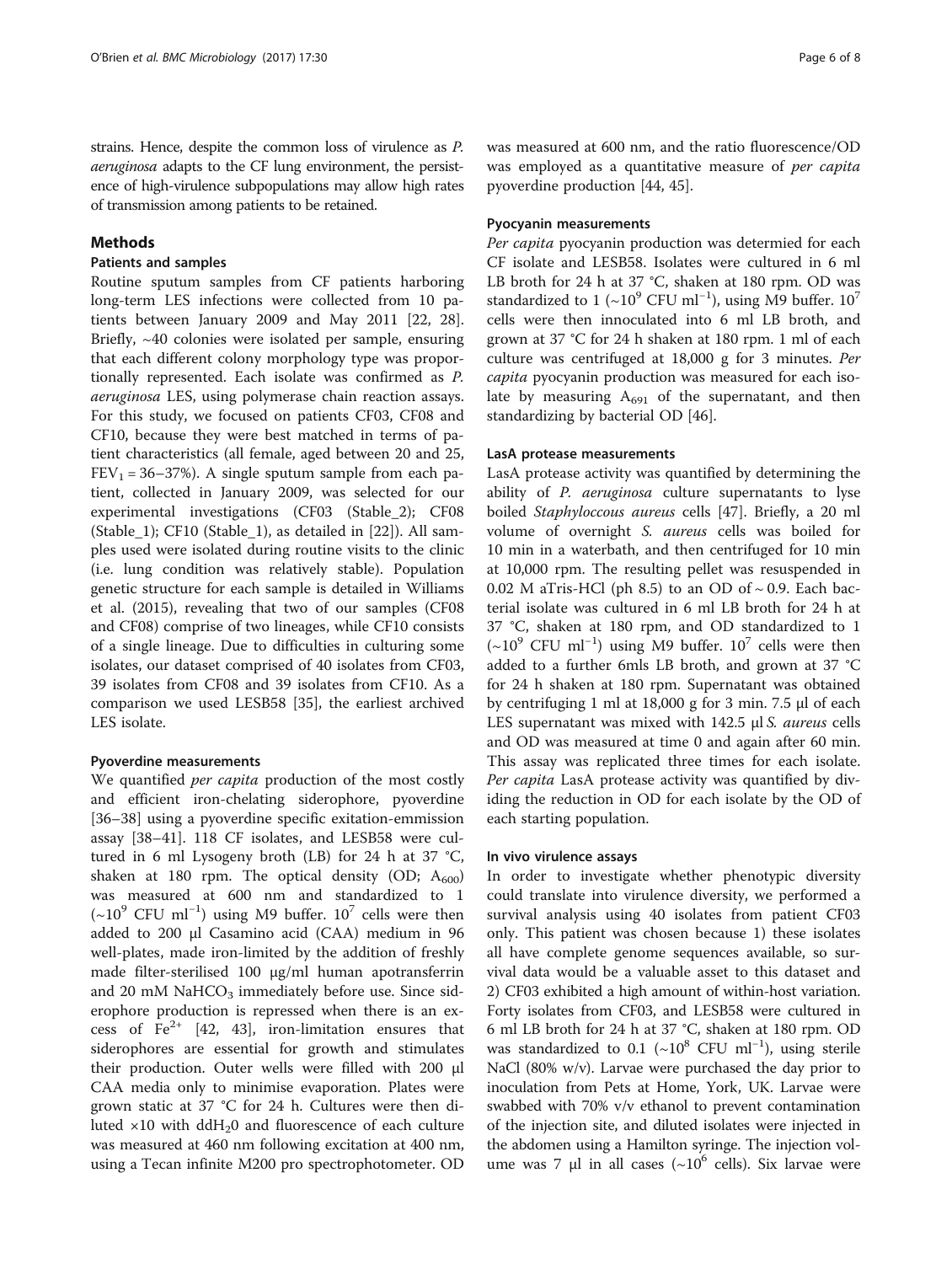strains. Hence, despite the common loss of virulence as *P. aeruginosa* adapts to the CF lung environment, the persistence of high-virulence subpopulations may allow high rates of transmission among patients to be retained.

## Methods

### Patients and samples

Routine sputum samples from CF patients harboring long-term LES infections were collected from 10 patients between January 2009 and May 2011 [22, 28]. Briefly, ~40 colonies were isolated per sample, ensuring that each different colony morphology type was proportionally represented. Each isolate was confirmed as *P. aeruginosa* LES, using polymerase chain reaction assays. For this study, we focused on patients CF03, CF08 and CF10, because they were best matched in terms of patient characteristics (all female, aged between 20 and 25, $FEV_1$ = 36–37%). A single sputum sample from each patient, collected in January 2009, was selected for our experimental investigations (CF03 (Stable_2); CF08 (Stable_1); CF10 (Stable_1), as detailed in [22]). All samples used were isolated during routine visits to the clinic (i.e. lung condition was relatively stable). Population genetic structure for each sample is detailed in Williams et al. (2015), revealing that two of our samples (CF08 and CF08) comprise of two lineages, while CF10 consists of a single lineage. Due to difficulties in culturing some isolates, our dataset comprised of 40 isolates from CF03, 39 isolates from CF08 and 39 isolates from CF10. As a comparison we used LESB58 [35], the earliest archived LES isolate.

### Pyoverdine measurements

We quantified *per capita* production of the most costly and efficient iron-chelating siderophore, pyoverdine [36–38] using a pyoverdine specific exitation-emmission assay [38–41]. 118 CF isolates, and LESB58 were cultured in 6 ml Lysogeny broth (LB) for 24 h at 37 °C, shaken at 180 rpm. The optical density (OD; $A_{600}$) was measured at 600 nm and standardized to 1 (~$10^9$ CFU $ml^{-1}$) using M9 buffer. $10^7$ cells were then added to 200 μl Casamino acid (CAA) medium in 96 well-plates, made iron-limited by the addition of freshly made filter-sterilised 100 μg/ml human apotransferrin and 20 mM $NaHCO_3$ immediately before use. Since siderophore production is repressed when there is an excess of $Fe^{2+}$ [42, 43], iron-limitation ensures that siderophores are essential for growth and stimulates their production. Outer wells were filled with 200 μl CAA media only to minimise evaporation. Plates were grown static at 37 °C for 24 h. Cultures were then diluted ×10 with $ddH_20$ and fluorescence of each culture was measured at 460 nm following excitation at 400 nm, using a Tecan infinite M200 pro spectrophotometer. OD was measured at 600 nm, and the ratio fluorescence/OD was employed as a quantitative measure of *per capita* pyoverdine production [44, 45].

### Pyocyanin measurements

*Per capita* pyocyanin production was determied for each CF isolate and LESB58. Isolates were cultured in 6 ml LB broth for 24 h at 37 °C, shaken at 180 rpm. OD was standardized to 1 (~$10^9$ CFU $ml^{-1}$), using M9 buffer. $10^7$ cells were then innoculated into 6 ml LB broth, and grown at 37 °C for 24 h shaken at 180 rpm. 1 ml of each culture was centrifuged at 18,000 g for 3 minutes. *Per capita* pyocyanin production was measured for each isolate by measuring $A_{691}$ of the supernatant, and then standardizing by bacterial OD [46].

### LasA protease measurements

LasA protease activity was quantified by determining the ability of *P. aeruginosa* culture supernatants to lyse boiled *Staphyloccous aureus* cells [47]. Briefly, a 20 ml volume of overnight *S. aureus* cells was boiled for 10 min in a waterbath, and then centrifuged for 10 min at 10,000 rpm. The resulting pellet was resuspended in 0.02 M aTris-HCl (ph 8.5) to an OD of ~ 0.9. Each bacterial isolate was cultured in 6 ml LB broth for 24 h at 37 °C, shaken at 180 rpm, and OD standardized to 1 (~$10^9$ CFU $ml^{-1}$) using M9 buffer. $10^7$ cells were then added to a further 6mls LB broth, and grown at 37 °C for 24 h shaken at 180 rpm. Supernatant was obtained by centrifuging 1 ml at 18,000 g for 3 min. 7.5 μl of each LES supernatant was mixed with 142.5 μl *S. aureus* cells and OD was measured at time 0 and again after 60 min. This assay was replicated three times for each isolate. *Per capita* LasA protease activity was quantified by dividing the reduction in OD for each isolate by the OD of each starting population.

### In vivo virulence assays

In order to investigate whether phenotypic diversity could translate into virulence diversity, we performed a survival analysis using 40 isolates from patient CF03 only. This patient was chosen because 1) these isolates all have complete genome sequences available, so survival data would be a valuable asset to this dataset and 2) CF03 exhibited a high amount of within-host variation. Forty isolates from CF03, and LESB58 were cultured in 6 ml LB broth for 24 h at 37 °C, shaken at 180 rpm. OD was standardized to 0.1 (~$10^8$ CFU $ml^{-1}$), using sterile NaCl (80% w/v). Larvae were purchased the day prior to inoculation from Pets at Home, York, UK. Larvae were swabbed with 70% v/v ethanol to prevent contamination of the injection site, and diluted isolates were injected in the abdomen using a Hamilton syringe. The injection volume was 7 μl in all cases (~$10^6$ cells). Six larvae were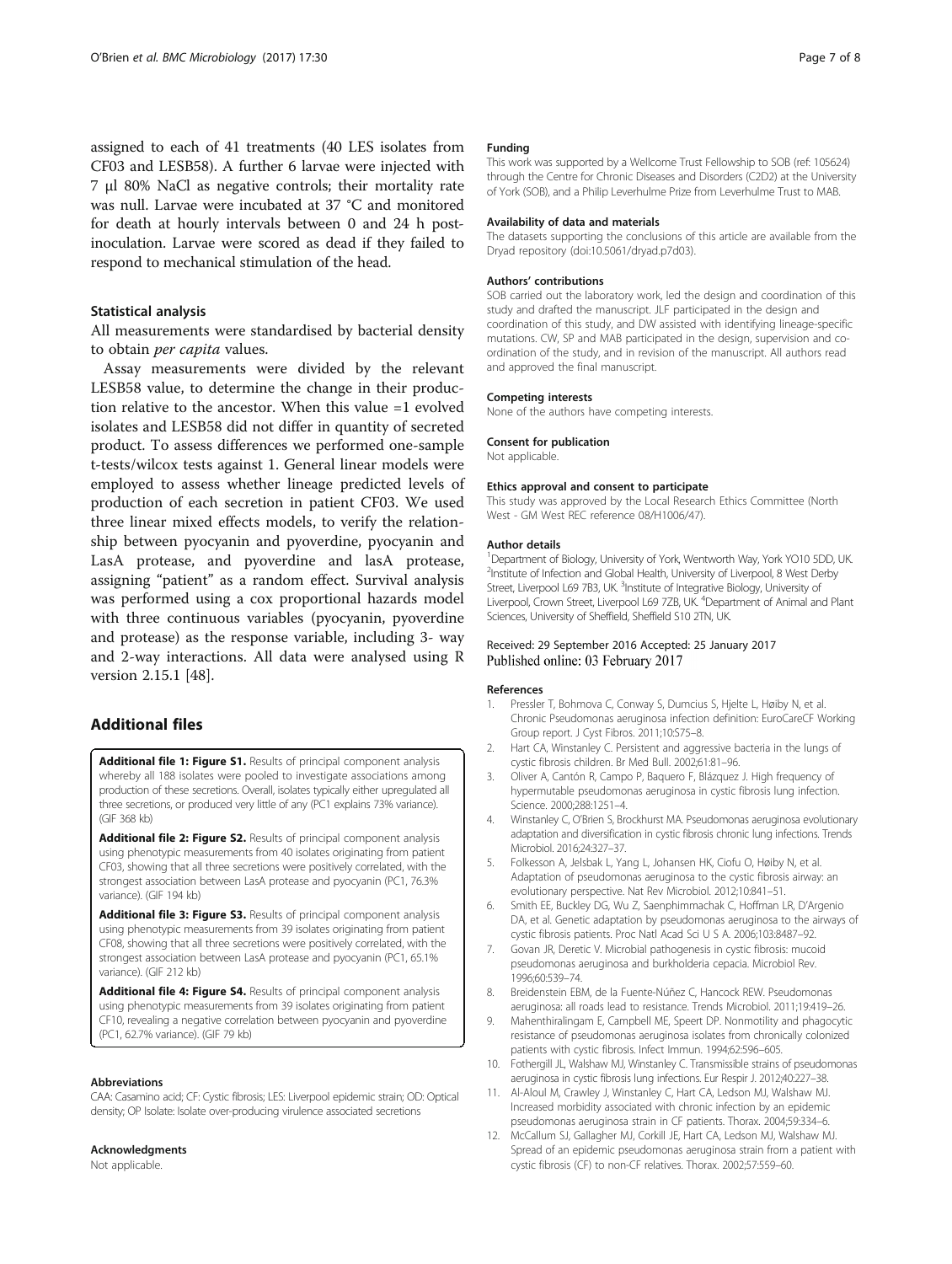assigned to each of 41 treatments (40 LES isolates from CF03 and LESB58). A further 6 larvae were injected with 7 μl 80% NaCl as negative controls; their mortality rate was null. Larvae were incubated at 37 °C and monitored for death at hourly intervals between 0 and 24 h post-inoculation. Larvae were scored as dead if they failed to respond to mechanical stimulation of the head.

### Statistical analysis

All measurements were standardised by bacterial density to obtain *per capita* values.

Assay measurements were divided by the relevant LESB58 value, to determine the change in their production relative to the ancestor. When this value =1 evolved isolates and LESB58 did not differ in quantity of secreted product. To assess differences we performed one-sample t-tests/wilcox tests against 1. General linear models were employed to assess whether lineage predicted levels of production of each secretion in patient CF03. We used three linear mixed effects models, to verify the relationship between pyocyanin and pyoverdine, pyocyanin and LasA protease, and pyoverdine and lasA protease, assigning "patient" as a random effect. Survival analysis was performed using a cox proportional hazards model with three continuous variables (pyocyanin, pyoverdine and protease) as the response variable, including 3- way and 2-way interactions. All data were analysed using R version 2.15.1 [48].

## Additional files

**Additional file 1: Figure S1.** Results of principal component analysis whereby all 188 isolates were pooled to investigate associations among production of these secretions. Overall, isolates typically either upregulated all three secretions, or produced very little of any (PC1 explains 73% variance). (GIF 368 kb)

**Additional file 2: Figure S2.** Results of principal component analysis using phenotypic measurements from 40 isolates originating from patient CF03, showing that all three secretions were positively correlated, with the strongest association between LasA protease and pyocyanin (PC1, 76.3% variance). (GIF 194 kb)

**Additional file 3: Figure S3.** Results of principal component analysis using phenotypic measurements from 39 isolates originating from patient CF08, showing that all three secretions were positively correlated, with the strongest association between LasA protease and pyocyanin (PC1, 65.1% variance). (GIF 212 kb)

**Additional file 4: Figure S4.** Results of principal component analysis using phenotypic measurements from 39 isolates originating from patient CF10, revealing a negative correlation between pyocyanin and pyoverdine (PC1, 62.7% variance). (GIF 79 kb)

#### Abbreviations

CAA: Casamino acid; CF: Cystic fibrosis; LES: Liverpool epidemic strain; OD: Optical density; OP Isolate: Isolate over-producing virulence associated secretions

#### Acknowledgments

Not applicable.

#### Funding

This work was supported by a Wellcome Trust Fellowship to SOB (ref: 105624) through the Centre for Chronic Diseases and Disorders (C2D2) at the University of York (SOB), and a Philip Leverhulme Prize from Leverhulme Trust to MAB.

#### Availability of data and materials

The datasets supporting the conclusions of this article are available from the Dryad repository (doi:10.5061/dryad.p7d03).

#### Authors' contributions

SOB carried out the laboratory work, led the design and coordination of this study and drafted the manuscript. JLF participated in the design and coordination of this study, and DW assisted with identifying lineage-specific mutations. CW, SP and MAB participated in the design, supervision and co-ordination of the study, and in revision of the manuscript. All authors read and approved the final manuscript.

#### Competing interests

None of the authors have competing interests.

#### Consent for publication

Not applicable.

#### Ethics approval and consent to participate

This study was approved by the Local Research Ethics Committee (North West - GM West REC reference 08/H1006/47).

#### Author details

[1]Department of Biology, University of York, Wentworth Way, York YO10 5DD, UK. [2]Institute of Infection and Global Health, University of Liverpool, 8 West Derby Street, Liverpool L69 7B3, UK. [3]Institute of Integrative Biology, University of Liverpool, Crown Street, Liverpool L69 7ZB, UK. [4]Department of Animal and Plant Sciences, University of Sheffield, Sheffield S10 2TN, UK.

Received: 29 September 2016 Accepted: 25 January 2017
Published online: 03 February 2017

#### References

1. Pressler T, Bohmova C, Conway S, Dumcius S, Hjelte L, Høiby N, et al. Chronic Pseudomonas aeruginosa infection definition: EuroCareCF Working Group report. J Cyst Fibros. 2011;10:S75–8.
2. Hart CA, Winstanley C. Persistent and aggressive bacteria in the lungs of cystic fibrosis children. Br Med Bull. 2002;61:81–96.
3. Oliver A, Cantón R, Campo P, Baquero F, Blázquez J. High frequency of hypermutable pseudomonas aeruginosa in cystic fibrosis lung infection. Science. 2000;288:1251–4.
4. Winstanley C, O'Brien S, Brockhurst MA. Pseudomonas aeruginosa evolutionary adaptation and diversification in cystic fibrosis chronic lung infections. Trends Microbiol. 2016;24:327–37.
5. Folkesson A, Jelsbak L, Yang L, Johansen HK, Ciofu O, Høiby N, et al. Adaptation of pseudomonas aeruginosa to the cystic fibrosis airway: an evolutionary perspective. Nat Rev Microbiol. 2012;10:841–51.
6. Smith EE, Buckley DG, Wu Z, Saenphimmachak C, Hoffman LR, D'Argenio DA, et al. Genetic adaptation by pseudomonas aeruginosa to the airways of cystic fibrosis patients. Proc Natl Acad Sci U S A. 2006;103:8487–92.
7. Govan JR, Deretic V. Microbial pathogenesis in cystic fibrosis: mucoid pseudomonas aeruginosa and burkholderia cepacia. Microbiol Rev. 1996;60:539–74.
8. Breidenstein EBM, de la Fuente-Núñez C, Hancock REW. Pseudomonas aeruginosa: all roads lead to resistance. Trends Microbiol. 2011;19:419–26.
9. Mahenthiralingam E, Campbell ME, Speert DP. Nonmotility and phagocytic resistance of pseudomonas aeruginosa isolates from chronically colonized patients with cystic fibrosis. Infect Immun. 1994;62:596–605.
10. Fothergill JL, Walshaw MJ, Winstanley C. Transmissible strains of pseudomonas aeruginosa in cystic fibrosis lung infections. Eur Respir J. 2012;40:227–38.
11. Al-Aloul M, Crawley J, Winstanley C, Hart CA, Ledson MJ, Walshaw MJ. Increased morbidity associated with chronic infection by an epidemic pseudomonas aeruginosa strain in CF patients. Thorax. 2004;59:334–6.
12. McCallum SJ, Gallagher MJ, Corkill JE, Hart CA, Ledson MJ, Walshaw MJ. Spread of an epidemic pseudomonas aeruginosa strain from a patient with cystic fibrosis (CF) to non-CF relatives. Thorax. 2002;57:559–60.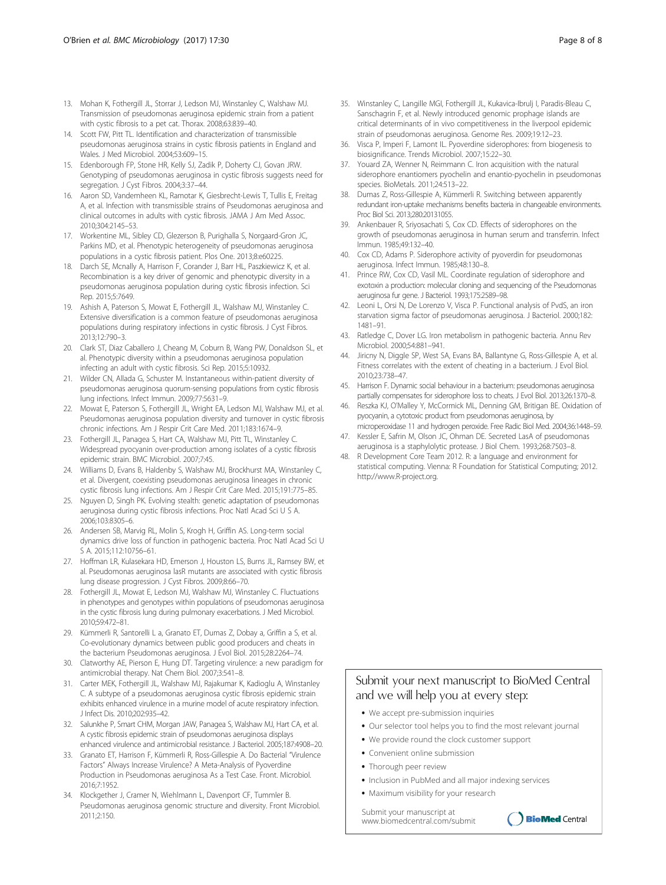13. Mohan K, Fothergill JL, Storrar J, Ledson MJ, Winstanley C, Walshaw MJ. Transmission of pseudomonas aeruginosa epidemic strain from a patient with cystic fibrosis to a pet cat. Thorax. 2008;63:839–40.
14. Scott FW, Pitt TL. Identification and characterization of transmissible pseudomonas aeruginosa strains in cystic fibrosis patients in England and Wales. J Med Microbiol. 2004;53:609–15.
15. Edenborough FP, Stone HR, Kelly SJ, Zadik P, Doherty CJ, Govan JRW. Genotyping of pseudomonas aeruginosa in cystic fibrosis suggests need for segregation. J Cyst Fibros. 2004;3:37–44.
16. Aaron SD, Vandemheen KL, Ramotar K, Giesbrecht-Lewis T, Tullis E, Freitag A, et al. Infection with transmissible strains of Pseudomonas aeruginosa and clinical outcomes in adults with cystic fibrosis. JAMA J Am Med Assoc. 2010;304:2145–53.
17. Workentine ML, Sibley CD, Glezerson B, Purighalla S, Norgaard-Gron JC, Parkins MD, et al. Phenotypic heterogeneity of pseudomonas aeruginosa populations in a cystic fibrosis patient. Plos One. 2013;8:e60225.
18. Darch SE, Mcnally A, Harrison F, Corander J, Barr HL, Paszkiewicz K, et al. Recombination is a key driver of genomic and phenotypic diversity in a pseudomonas aeruginosa population during cystic fibrosis infection. Sci Rep. 2015;5:7649.
19. Ashish A, Paterson S, Mowat E, Fothergill JL, Walshaw MJ, Winstanley C. Extensive diversification is a common feature of pseudomonas aeruginosa populations during respiratory infections in cystic fibrosis. J Cyst Fibros. 2013;12:790–3.
20. Clark ST, Diaz Caballero J, Cheang M, Coburn B, Wang PW, Donaldson SL, et al. Phenotypic diversity within a pseudomonas aeruginosa population infecting an adult with cystic fibrosis. Sci Rep. 2015;5:10932.
21. Wilder CN, Allada G, Schuster M. Instantaneous within-patient diversity of pseudomonas aeruginosa quorum-sensing populations from cystic fibrosis lung infections. Infect Immun. 2009;77:5631–9.
22. Mowat E, Paterson S, Fothergill JL, Wright EA, Ledson MJ, Walshaw MJ, et al. Pseudomonas aeruginosa population diversity and turnover in cystic fibrosis chronic infections. Am J Respir Crit Care Med. 2011;183:1674–9.
23. Fothergill JL, Panagea S, Hart CA, Walshaw MJ, Pitt TL, Winstanley C. Widespread pyocyanin over-production among isolates of a cystic fibrosis epidemic strain. BMC Microbiol. 2007;7:45.
24. Williams D, Evans B, Haldenby S, Walshaw MJ, Brockhurst MA, Winstanley C, et al. Divergent, coexisting pseudomonas aeruginosa lineages in chronic cystic fibrosis lung infections. Am J Respir Crit Care Med. 2015;191:775–85.
25. Nguyen D, Singh PK. Evolving stealth: genetic adaptation of pseudomonas aeruginosa during cystic fibrosis infections. Proc Natl Acad Sci U S A. 2006;103:8305–6.
26. Andersen SB, Marvig RL, Molin S, Krogh H, Griffin AS. Long-term social dynamics drive loss of function in pathogenic bacteria. Proc Natl Acad Sci U S A. 2015;112:10756–61.
27. Hoffman LR, Kulasekara HD, Emerson J, Houston LS, Burns JL, Ramsey BW, et al. Pseudomonas aeruginosa lasR mutants are associated with cystic fibrosis lung disease progression. J Cyst Fibros. 2009;8:66–70.
28. Fothergill JL, Mowat E, Ledson MJ, Walshaw MJ, Winstanley C. Fluctuations in phenotypes and genotypes within populations of pseudomonas aeruginosa in the cystic fibrosis lung during pulmonary exacerbations. J Med Microbiol. 2010;59:472–81.
29. Kümmerli R, Santorelli L a, Granato ET, Dumas Z, Dobay a, Griffin a S, et al. Co-evolutionary dynamics between public good producers and cheats in the bacterium Pseudomonas aeruginosa. J Evol Biol. 2015;28:2264–74.
30. Clatworthy AE, Pierson E, Hung DT. Targeting virulence: a new paradigm for antimicrobial therapy. Nat Chem Biol. 2007;3:541–8.
31. Carter MEK, Fothergill JL, Walshaw MJ, Rajakumar K, Kadioglu A, Winstanley C. A subtype of a pseudomonas aeruginosa cystic fibrosis epidemic strain exhibits enhanced virulence in a murine model of acute respiratory infection. J Infect Dis. 2010;202:935–42.
32. Salunkhe P, Smart CHM, Morgan JAW, Panagea S, Walshaw MJ, Hart CA, et al. A cystic fibrosis epidemic strain of pseudomonas aeruginosa displays enhanced virulence and antimicrobial resistance. J Bacteriol. 2005;187:4908–20.
33. Granato ET, Harrison F, Kümmerli R, Ross-Gillespie A. Do Bacterial "Virulence Factors" Always Increase Virulence? A Meta-Analysis of Pyoverdine Production in Pseudomonas aeruginosa As a Test Case. Front. Microbiol. 2016;7:1952.
34. Klockgether J, Cramer N, Wiehlmann L, Davenport CF, Tummler B. Pseudomonas aeruginosa genomic structure and diversity. Front Microbiol. 2011;2:150.
35. Winstanley C, Langille MGI, Fothergill JL, Kukavica-Ibrulj I, Paradis-Bleau C, Sanschagrin F, et al. Newly introduced genomic prophage islands are critical determinants of in vivo competitiveness in the liverpool epidemic strain of pseudomonas aeruginosa. Genome Res. 2009;19:12–23.
36. Visca P, Imperi F, Lamont IL. Pyoverdine siderophores: from biogenesis to biosignificance. Trends Microbiol. 2007;15:22–30.
37. Youard ZA, Wenner N, Reimmann C. Iron acquisition with the natural siderophore enantiomers pyochelin and enantio-pyochelin in pseudomonas species. BioMetals. 2011;24:513–22.
38. Dumas Z, Ross-Gillespie A, Kümmerli R. Switching between apparently redundant iron-uptake mechanisms benefits bacteria in changeable environments. Proc Biol Sci. 2013;280:20131055.
39. Ankenbauer R, Sriyosachati S, Cox CD. Effects of siderophores on the growth of pseudomonas aeruginosa in human serum and transferrin. Infect Immun. 1985;49:132–40.
40. Cox CD, Adams P. Siderophore activity of pyoverdin for pseudomonas aeruginosa. Infect Immun. 1985;48:130–8.
41. Prince RW, Cox CD, Vasil ML. Coordinate regulation of siderophore and exotoxin a production: molecular cloning and sequencing of the Pseudomonas aeruginosa fur gene. J Bacteriol. 1993;175:2589–98.
42. Leoni L, Orsi N, De Lorenzo V, Visca P. Functional analysis of PvdS, an iron starvation sigma factor of pseudomonas aeruginosa. J Bacteriol. 2000;182:1481–91.
43. Ratledge C, Dover LG. Iron metabolism in pathogenic bacteria. Annu Rev Microbiol. 2000;54:881–941.
44. Jiricny N, Diggle SP, West SA, Evans BA, Ballantyne G, Ross-Gillespie A, et al. Fitness correlates with the extent of cheating in a bacterium. J Evol Biol. 2010;23:738–47.
45. Harrison F. Dynamic social behaviour in a bacterium: pseudomonas aeruginosa partially compensates for siderophore loss to cheats. J Evol Biol. 2013;26:1370–8.
46. Reszka KJ, O'Malley Y, McCormick ML, Denning GM, Britigan BE. Oxidation of pyocyanin, a cytotoxic product from pseudomonas aeruginosa, by microperoxidase 11 and hydrogen peroxide. Free Radic Biol Med. 2004;36:1448–59.
47. Kessler E, Safrin M, Olson JC, Ohman DE. Secreted LasA of pseudomonas aeruginosa is a staphylolytic protease. J Biol Chem. 1993;268:7503–8.
48. R Development Core Team 2012. R: a language and environment for statistical computing. Vienna: R Foundation for Statistical Computing; 2012. http://www.R-project.org.

Submit your next manuscript to BioMed Central and we will help you at every step:

- We accept pre-submission inquiries
- Our selector tool helps you to find the most relevant journal
- We provide round the clock customer support
- Convenient online submission
- Thorough peer review
- Inclusion in PubMed and all major indexing services
- Maximum visibility for your research

Submit your manuscript at www.biomedcentral.com/submit

BioMed Central